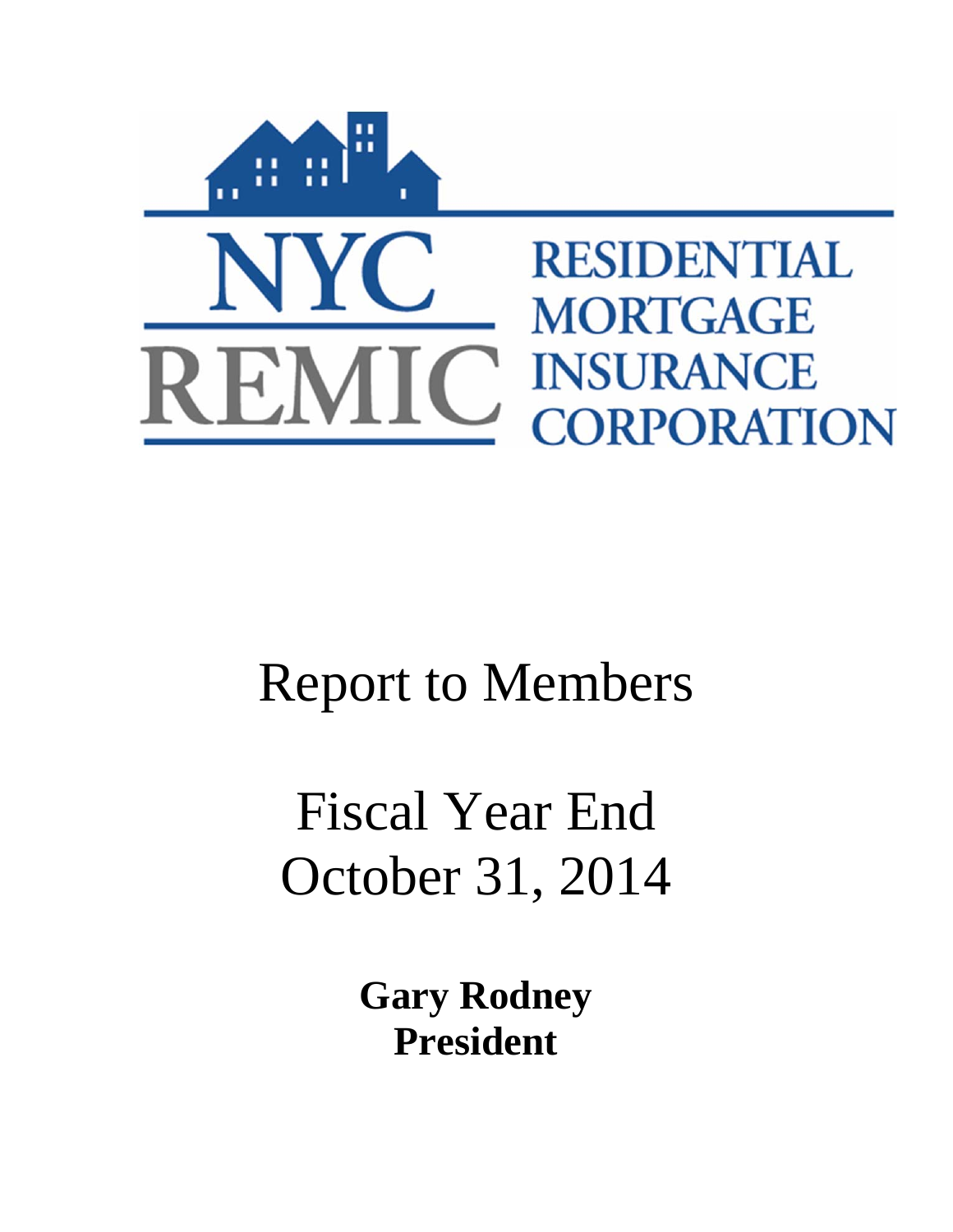NYC REMIC

RESIDENTIAL MORTGAGE INSURANCE CORPORATION

# Report to Members

# Fiscal Year End October 31, 2014

**Gary Rodney**
**President**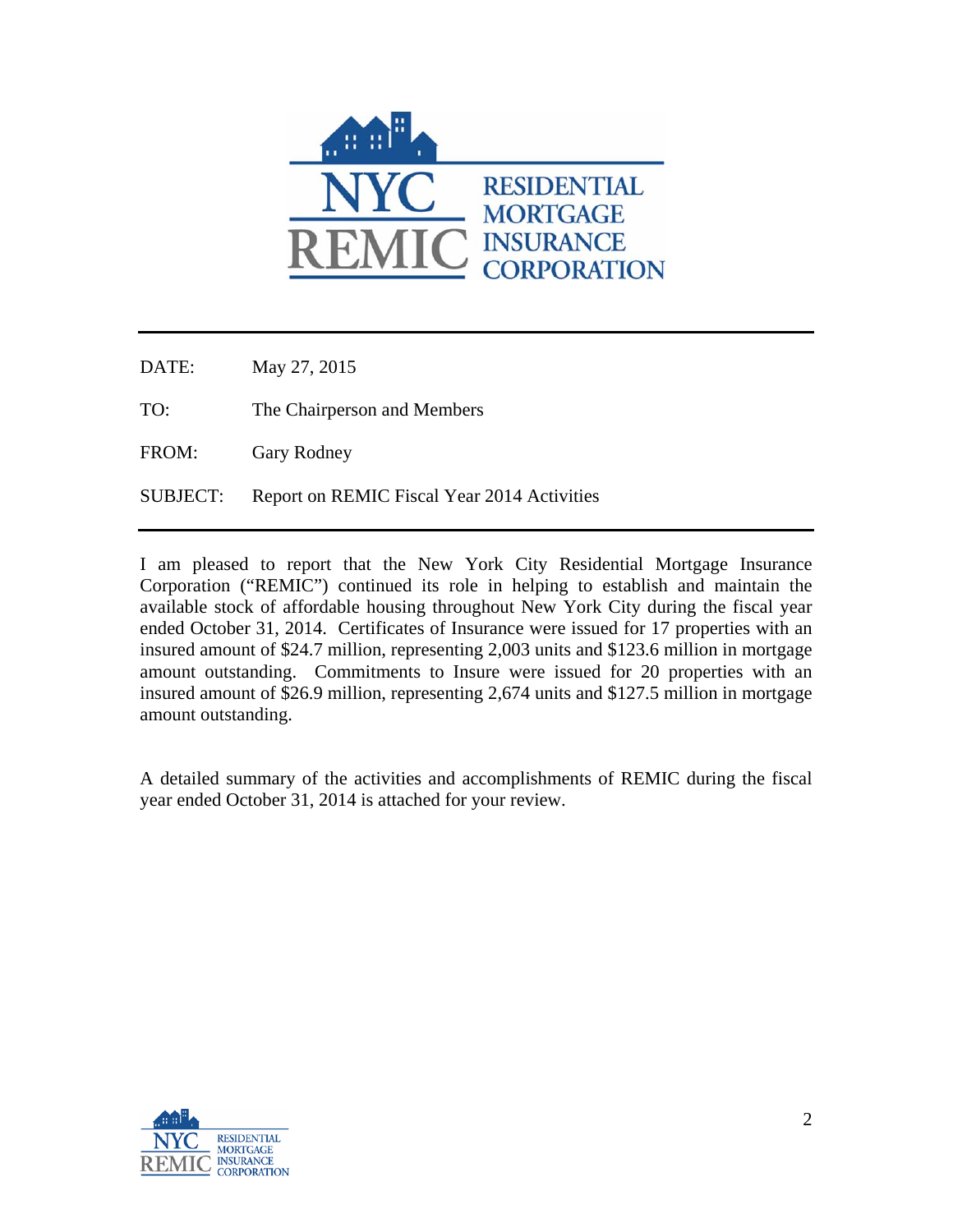NYC REMIC RESIDENTIAL MORTGAGE INSURANCE CORPORATION

| | |
|---|---|
| DATE: | May 27, 2015 |
| TO: | The Chairperson and Members |
| FROM: | Gary Rodney |
| SUBJECT: | Report on REMIC Fiscal Year 2014 Activities |

I am pleased to report that the New York City Residential Mortgage Insurance Corporation ("REMIC") continued its role in helping to establish and maintain the available stock of affordable housing throughout New York City during the fiscal year ended October 31, 2014. Certificates of Insurance were issued for 17 properties with an insured amount of $24.7 million, representing 2,003 units and $123.6 million in mortgage amount outstanding. Commitments to Insure were issued for 20 properties with an insured amount of $26.9 million, representing 2,674 units and $127.5 million in mortgage amount outstanding.

A detailed summary of the activities and accomplishments of REMIC during the fiscal year ended October 31, 2014 is attached for your review.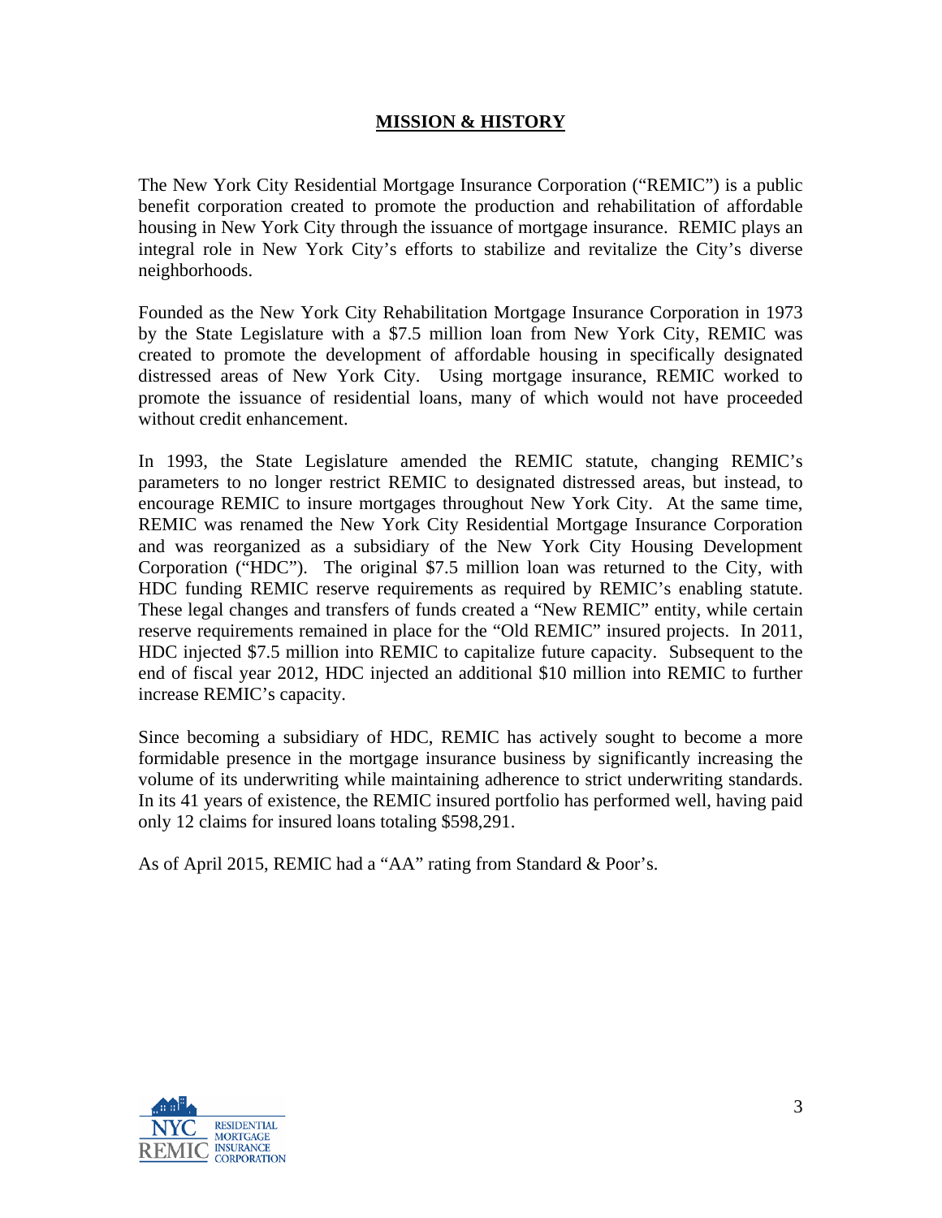## MISSION & HISTORY

The New York City Residential Mortgage Insurance Corporation ("REMIC") is a public benefit corporation created to promote the production and rehabilitation of affordable housing in New York City through the issuance of mortgage insurance. REMIC plays an integral role in New York City's efforts to stabilize and revitalize the City's diverse neighborhoods.

Founded as the New York City Rehabilitation Mortgage Insurance Corporation in 1973 by the State Legislature with a $7.5 million loan from New York City, REMIC was created to promote the development of affordable housing in specifically designated distressed areas of New York City. Using mortgage insurance, REMIC worked to promote the issuance of residential loans, many of which would not have proceeded without credit enhancement.

In 1993, the State Legislature amended the REMIC statute, changing REMIC's parameters to no longer restrict REMIC to designated distressed areas, but instead, to encourage REMIC to insure mortgages throughout New York City. At the same time, REMIC was renamed the New York City Residential Mortgage Insurance Corporation and was reorganized as a subsidiary of the New York City Housing Development Corporation ("HDC"). The original $7.5 million loan was returned to the City, with HDC funding REMIC reserve requirements as required by REMIC's enabling statute. These legal changes and transfers of funds created a "New REMIC" entity, while certain reserve requirements remained in place for the "Old REMIC" insured projects. In 2011, HDC injected $7.5 million into REMIC to capitalize future capacity. Subsequent to the end of fiscal year 2012, HDC injected an additional $10 million into REMIC to further increase REMIC's capacity.

Since becoming a subsidiary of HDC, REMIC has actively sought to become a more formidable presence in the mortgage insurance business by significantly increasing the volume of its underwriting while maintaining adherence to strict underwriting standards. In its 41 years of existence, the REMIC insured portfolio has performed well, having paid only 12 claims for insured loans totaling $598,291.

As of April 2015, REMIC had a "AA" rating from Standard & Poor's.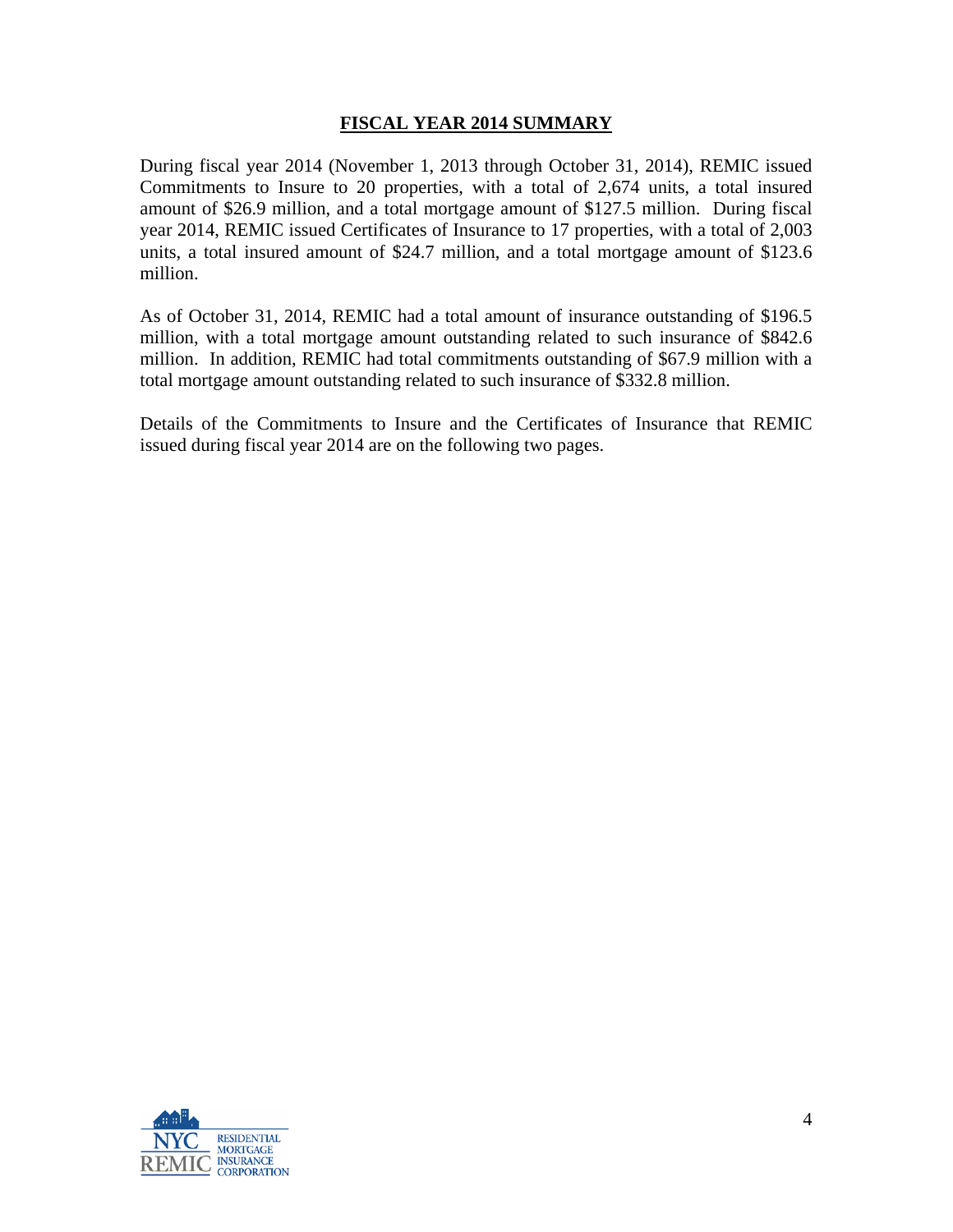# FISCAL YEAR 2014 SUMMARY

During fiscal year 2014 (November 1, 2013 through October 31, 2014), REMIC issued Commitments to Insure to 20 properties, with a total of 2,674 units, a total insured amount of $26.9 million, and a total mortgage amount of $127.5 million. During fiscal year 2014, REMIC issued Certificates of Insurance to 17 properties, with a total of 2,003 units, a total insured amount of $24.7 million, and a total mortgage amount of $123.6 million.

As of October 31, 2014, REMIC had a total amount of insurance outstanding of $196.5 million, with a total mortgage amount outstanding related to such insurance of $842.6 million. In addition, REMIC had total commitments outstanding of $67.9 million with a total mortgage amount outstanding related to such insurance of $332.8 million.

Details of the Commitments to Insure and the Certificates of Insurance that REMIC issued during fiscal year 2014 are on the following two pages.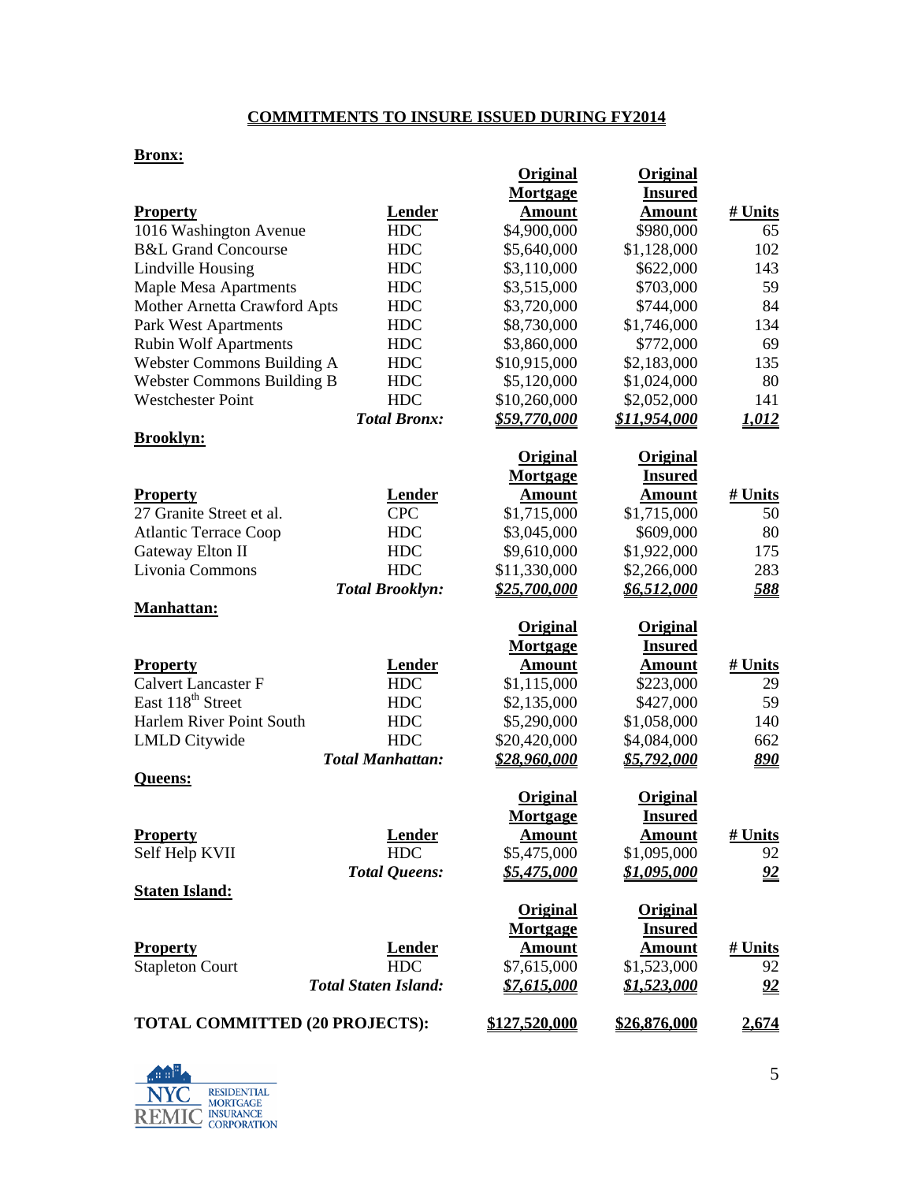## COMMITMENTS TO INSURE ISSUED DURING FY2014

**Bronx:**

| Property | Lender | Original Mortgage Amount | Original Insured Amount | # Units |
|---|---|---|---|---|
| 1016 Washington Avenue | HDC | $4,900,000 | $980,000 | 65 |
| B&L Grand Concourse | HDC | $5,640,000 | $1,128,000 | 102 |
| Lindville Housing | HDC | $3,110,000 | $622,000 | 143 |
| Maple Mesa Apartments | HDC | $3,515,000 | $703,000 | 59 |
| Mother Arnetta Crawford Apts | HDC | $3,720,000 | $744,000 | 84 |
| Park West Apartments | HDC | $8,730,000 | $1,746,000 | 134 |
| Rubin Wolf Apartments | HDC | $3,860,000 | $772,000 | 69 |
| Webster Commons Building A | HDC | $10,915,000 | $2,183,000 | 135 |
| Webster Commons Building B | HDC | $5,120,000 | $1,024,000 | 80 |
| Westchester Point | HDC | $10,260,000 | $2,052,000 | 141 |
| | ***Total Bronx:*** | ***$59,770,000*** | ***$11,954,000*** | ***1,012*** |

**Brooklyn:**

| Property | Lender | Original Mortgage Amount | Original Insured Amount | # Units |
|---|---|---|---|---|
| 27 Granite Street et al. | CPC | $1,715,000 | $1,715,000 | 50 |
| Atlantic Terrace Coop | HDC | $3,045,000 | $609,000 | 80 |
| Gateway Elton II | HDC | $9,610,000 | $1,922,000 | 175 |
| Livonia Commons | HDC | $11,330,000 | $2,266,000 | 283 |
| | ***Total Brooklyn:*** | ***$25,700,000*** | ***$6,512,000*** | ***588*** |

**Manhattan:**

| Property | Lender | Original Mortgage Amount | Original Insured Amount | # Units |
|---|---|---|---|---|
| Calvert Lancaster F | HDC | $1,115,000 | $223,000 | 29 |
| East 118th Street | HDC | $2,135,000 | $427,000 | 59 |
| Harlem River Point South | HDC | $5,290,000 | $1,058,000 | 140 |
| LMLD Citywide | HDC | $20,420,000 | $4,084,000 | 662 |
| | ***Total Manhattan:*** | ***$28,960,000*** | ***$5,792,000*** | ***890*** |

**Queens:**

| Property | Lender | Original Mortgage Amount | Original Insured Amount | # Units |
|---|---|---|---|---|
| Self Help KVII | HDC | $5,475,000 | $1,095,000 | 92 |
| | ***Total Queens:*** | ***$5,475,000*** | ***$1,095,000*** | ***92*** |

**Staten Island:**

| Property | Lender | Original Mortgage Amount | Original Insured Amount | # Units |
|---|---|---|---|---|
| Stapleton Court | HDC | $7,615,000 | $1,523,000 | 92 |
| | ***Total Staten Island:*** | ***$7,615,000*** | ***$1,523,000*** | ***92*** |

| | Original Mortgage Amount | Original Insured Amount | # Units |
|---|---|---|---|
| **TOTAL COMMITTED (20 PROJECTS):** | **$127,520,000** | **$26,876,000** | **2,674** |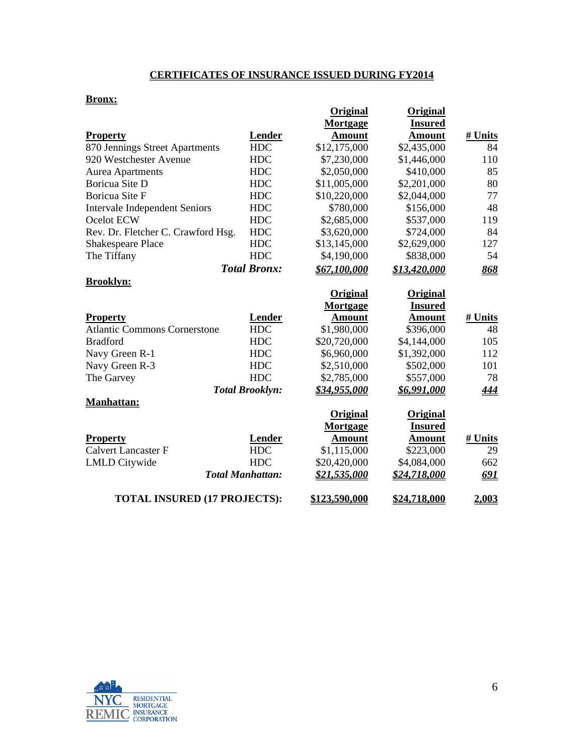## CERTIFICATES OF INSURANCE ISSUED DURING FY2014

**Bronx:**

| Property | Lender | Original Mortgage Amount | Original Insured Amount | # Units |
|---|---|---|---|---|
| 870 Jennings Street Apartments | HDC | $12,175,000 | $2,435,000 | 84 |
| 920 Westchester Avenue | HDC | $7,230,000 | $1,446,000 | 110 |
| Aurea Apartments | HDC | $2,050,000 | $410,000 | 85 |
| Boricua Site D | HDC | $11,005,000 | $2,201,000 | 80 |
| Boricua Site F | HDC | $10,220,000 | $2,044,000 | 77 |
| Intervale Independent Seniors | HDC | $780,000 | $156,000 | 48 |
| Ocelot ECW | HDC | $2,685,000 | $537,000 | 119 |
| Rev. Dr. Fletcher C. Crawford Hsg. | HDC | $3,620,000 | $724,000 | 84 |
| Shakespeare Place | HDC | $13,145,000 | $2,629,000 | 127 |
| The Tiffany | HDC | $4,190,000 | $838,000 | 54 |
| | ***Total Bronx:*** | ***$67,100,000*** | ***$13,420,000*** | ***868*** |

**Brooklyn:**

| Property | Lender | Original Mortgage Amount | Original Insured Amount | # Units |
|---|---|---|---|---|
| Atlantic Commons Cornerstone | HDC | $1,980,000 | $396,000 | 48 |
| Bradford | HDC | $20,720,000 | $4,144,000 | 105 |
| Navy Green R-1 | HDC | $6,960,000 | $1,392,000 | 112 |
| Navy Green R-3 | HDC | $2,510,000 | $502,000 | 101 |
| The Garvey | HDC | $2,785,000 | $557,000 | 78 |
| | ***Total Brooklyn:*** | ***$34,955,000*** | ***$6,991,000*** | ***444*** |

**Manhattan:**

| Property | Lender | Original Mortgage Amount | Original Insured Amount | # Units |
|---|---|---|---|---|
| Calvert Lancaster F | HDC | $1,115,000 | $223,000 | 29 |
| LMLD Citywide | HDC | $20,420,000 | $4,084,000 | 662 |
| | ***Total Manhattan:*** | ***$21,535,000*** | ***$24,718,000*** | ***691*** |
| **TOTAL INSURED (17 PROJECTS):** | | **$123,590,000** | **$24,718,000** | **2,003** |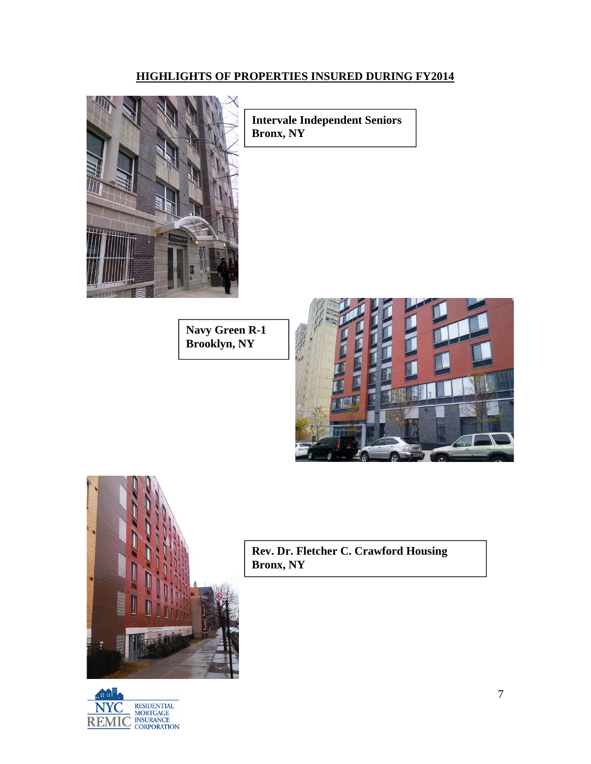## HIGHLIGHTS OF PROPERTIES INSURED DURING FY2014

**Intervale Independent Seniors**
**Bronx, NY**

**Navy Green R-1**
**Brooklyn, NY**

**Rev. Dr. Fletcher C. Crawford Housing**
**Bronx, NY**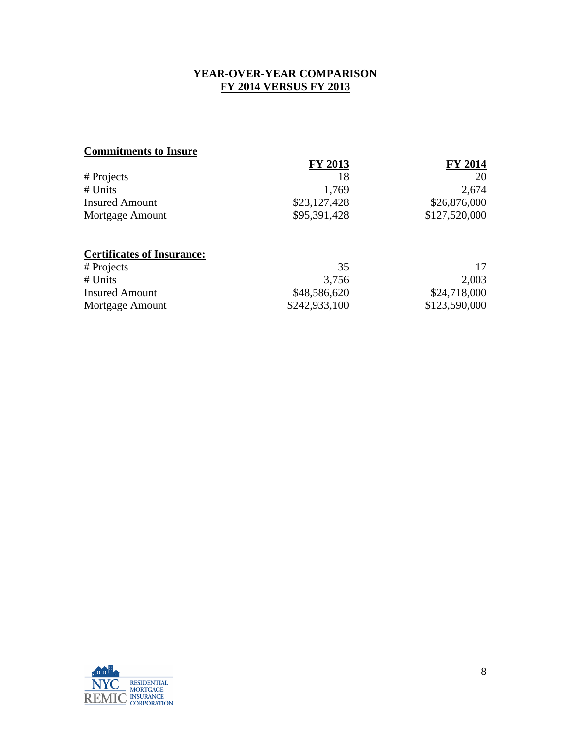## YEAR-OVER-YEAR COMPARISON
## FY 2014 VERSUS FY 2013

**Commitments to Insure**

| | FY 2013 | FY 2014 |
|---|---|---|
| # Projects | 18 | 20 |
| # Units | 1,769 | 2,674 |
| Insured Amount | $23,127,428 | $26,876,000 |
| Mortgage Amount | $95,391,428 | $127,520,000 |

**Certificates of Insurance:**

| | FY 2013 | FY 2014 |
|---|---|---|
| # Projects | 35 | 17 |
| # Units | 3,756 | 2,003 |
| Insured Amount | $48,586,620 | $24,718,000 |
| Mortgage Amount | $242,933,100 | $123,590,000 |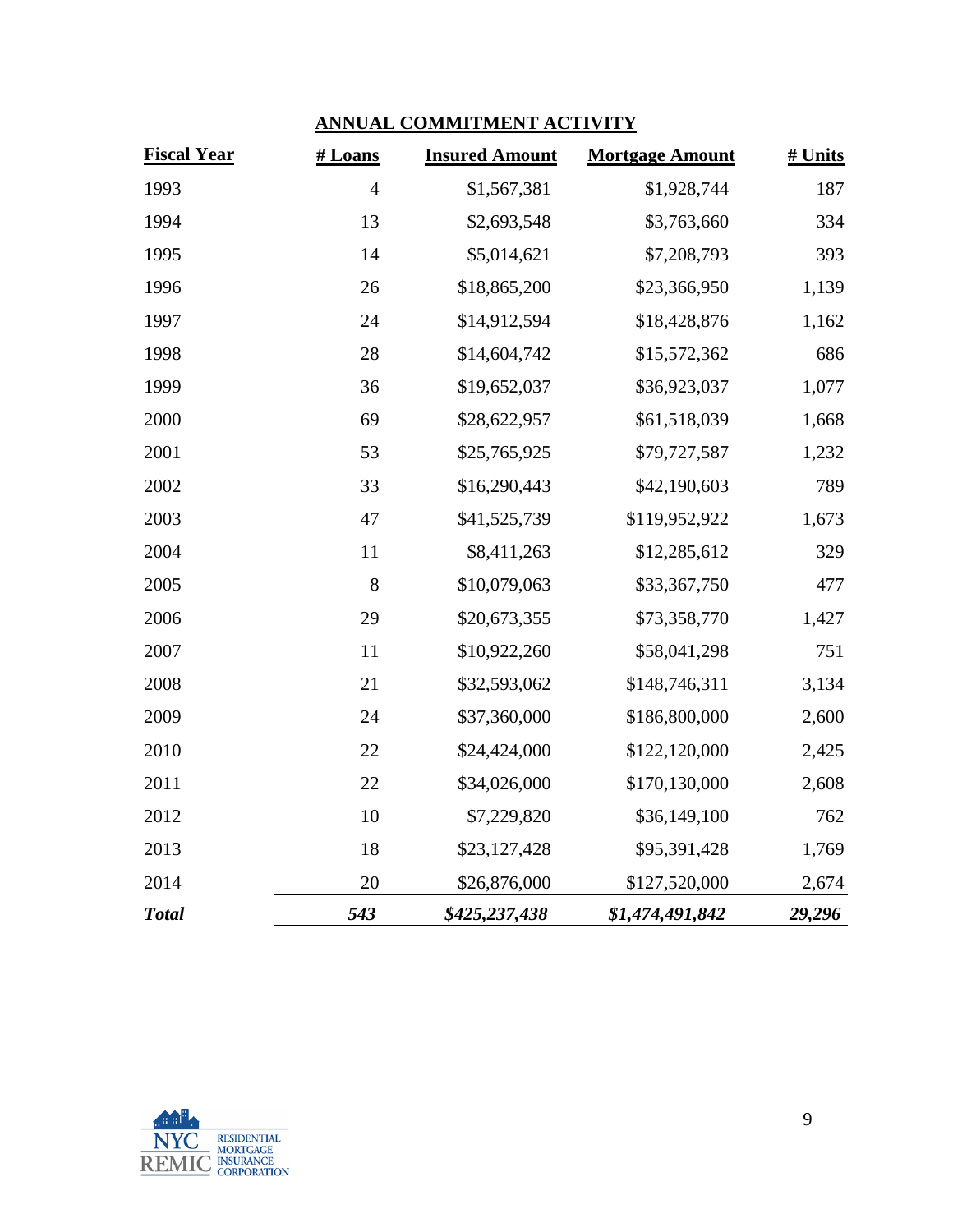## ANNUAL COMMITMENT ACTIVITY

| Fiscal Year | # Loans | Insured Amount | Mortgage Amount | # Units |
|---|---|---|---|---|
| 1993 | 4 | $1,567,381 | $1,928,744 | 187 |
| 1994 | 13 | $2,693,548 | $3,763,660 | 334 |
| 1995 | 14 | $5,014,621 | $7,208,793 | 393 |
| 1996 | 26 | $18,865,200 | $23,366,950 | 1,139 |
| 1997 | 24 | $14,912,594 | $18,428,876 | 1,162 |
| 1998 | 28 | $14,604,742 | $15,572,362 | 686 |
| 1999 | 36 | $19,652,037 | $36,923,037 | 1,077 |
| 2000 | 69 | $28,622,957 | $61,518,039 | 1,668 |
| 2001 | 53 | $25,765,925 | $79,727,587 | 1,232 |
| 2002 | 33 | $16,290,443 | $42,190,603 | 789 |
| 2003 | 47 | $41,525,739 | $119,952,922 | 1,673 |
| 2004 | 11 | $8,411,263 | $12,285,612 | 329 |
| 2005 | 8 | $10,079,063 | $33,367,750 | 477 |
| 2006 | 29 | $20,673,355 | $73,358,770 | 1,427 |
| 2007 | 11 | $10,922,260 | $58,041,298 | 751 |
| 2008 | 21 | $32,593,062 | $148,746,311 | 3,134 |
| 2009 | 24 | $37,360,000 | $186,800,000 | 2,600 |
| 2010 | 22 | $24,424,000 | $122,120,000 | 2,425 |
| 2011 | 22 | $34,026,000 | $170,130,000 | 2,608 |
| 2012 | 10 | $7,229,820 | $36,149,100 | 762 |
| 2013 | 18 | $23,127,428 | $95,391,428 | 1,769 |
| 2014 | 20 | $26,876,000 | $127,520,000 | 2,674 |
| ***Total*** | ***543*** | ***$425,237,438*** | ***$1,474,491,842*** | ***29,296*** |

NYC REMIC RESIDENTIAL MORTGAGE INSURANCE CORPORATION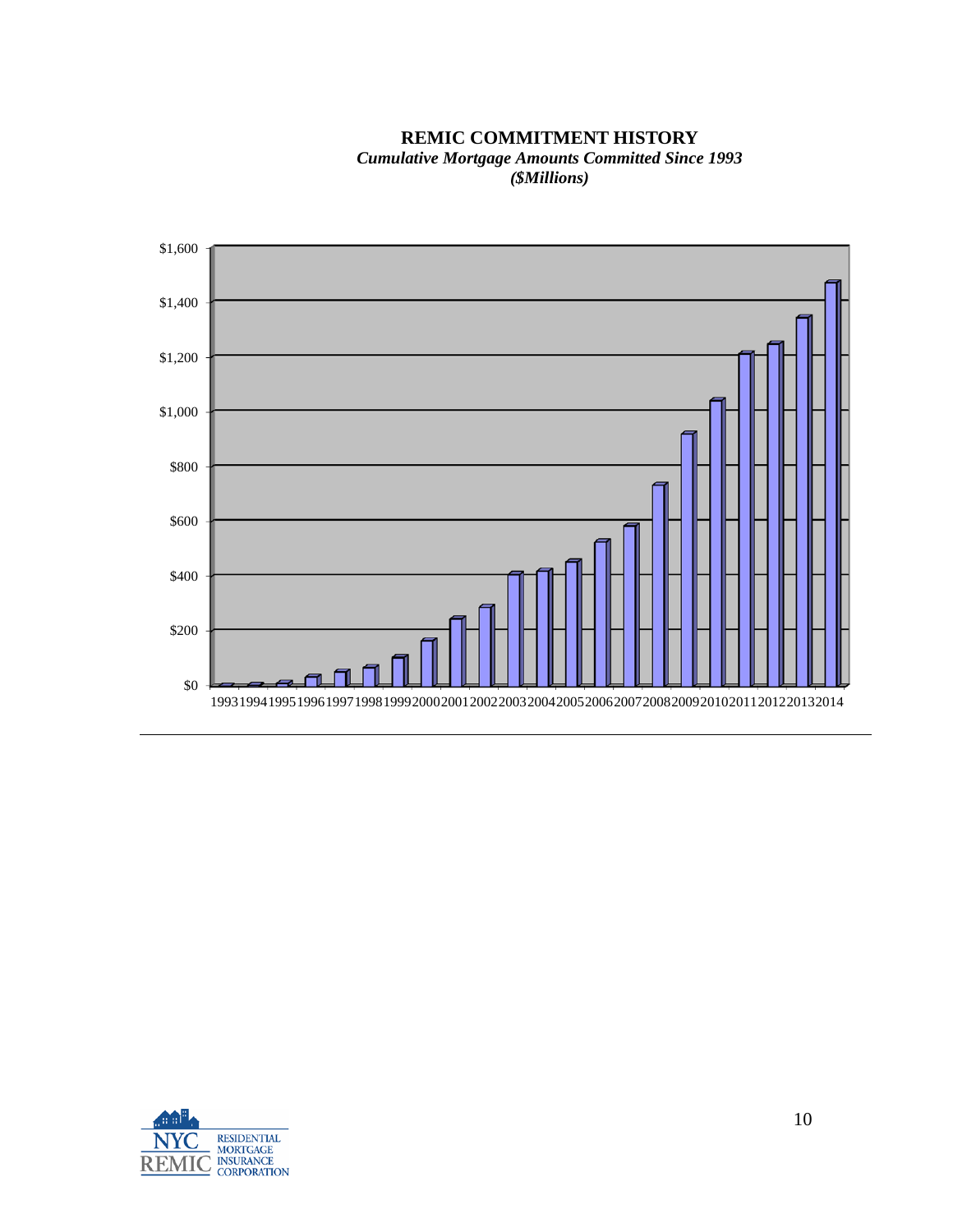**REMIC COMMITMENT HISTORY**

***Cumulative Mortgage Amounts Committed Since 1993***

***($Millions)***

$1,600
$1,400
$1,200
$1,000
$800
$600
$400
$200
$0

1993 1994 1995 1996 1997 1998 1999 2000 2001 2002 2003 2004 2005 2006 2007 2008 2009 2010 2011 2012 2013 2014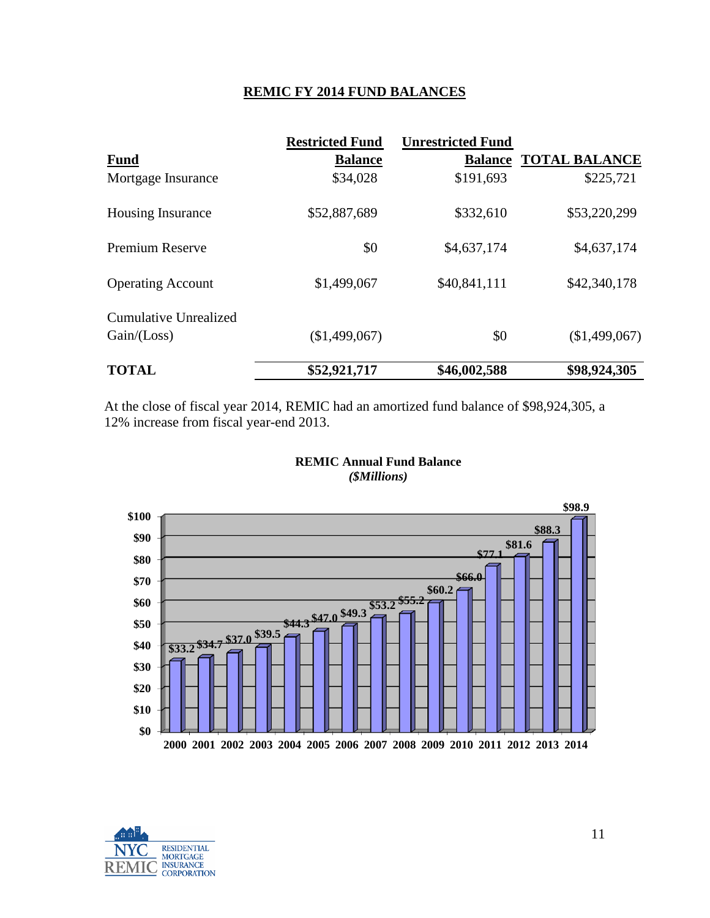## REMIC FY 2014 FUND BALANCES

| Fund | Restricted Fund Balance | Unrestricted Fund Balance | TOTAL BALANCE |
|---|---|---|---|
| Mortgage Insurance | $34,028 | $191,693 | $225,721 |
| Housing Insurance | $52,887,689 | $332,610 | $53,220,299 |
| Premium Reserve | $0 | $4,637,174 | $4,637,174 |
| Operating Account | $1,499,067 | $40,841,111 | $42,340,178 |
| Cumulative Unrealized Gain/(Loss) | ($1,499,067) | $0 | ($1,499,067) |
| **TOTAL** | **$52,921,717** | **$46,002,588** | **$98,924,305** |

At the close of fiscal year 2014, REMIC had an amortized fund balance of $98,924,305, a 12% increase from fiscal year-end 2013.

**REMIC Annual Fund Balance**
***($Millions)***

| Year | Fund Balance ($Millions) |
|---|---|
| 2000 | $33.2 |
| 2001 | $34.7 |
| 2002 | $37.0 |
| 2003 | $39.5 |
| 2004 | $44.3 |
| 2005 | $47.0 |
| 2006 | $49.3 |
| 2007 | $53.2 |
| 2008 | $55.2 |
| 2009 | $60.2 |
| 2010 | $66.0 |
| 2011 | $77.1 |
| 2012 | $81.6 |
| 2013 | $88.3 |
| 2014 | $98.9 |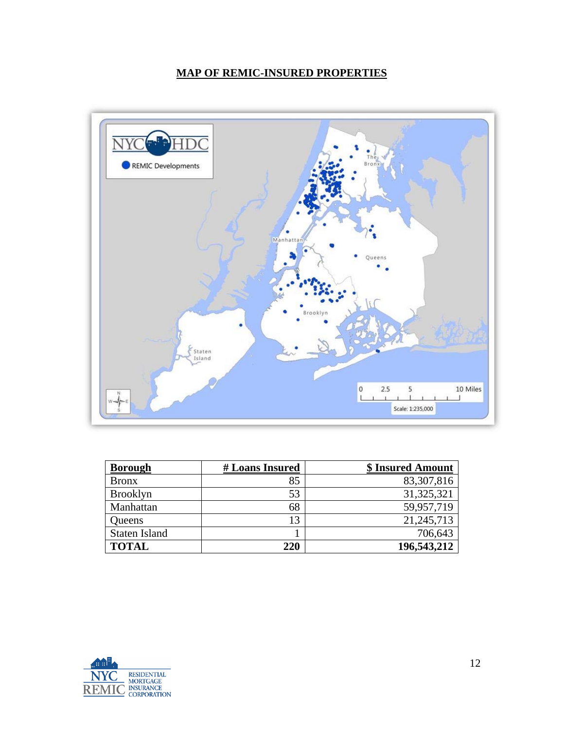# MAP OF REMIC-INSURED PROPERTIES

| Borough | # Loans Insured | $ Insured Amount |
|---|---:|---:|
| Bronx | 85 | 83,307,816 |
| Brooklyn | 53 | 31,325,321 |
| Manhattan | 68 | 59,957,719 |
| Queens | 13 | 21,245,713 |
| Staten Island | 1 | 706,643 |
| **TOTAL** | **220** | **196,543,212** |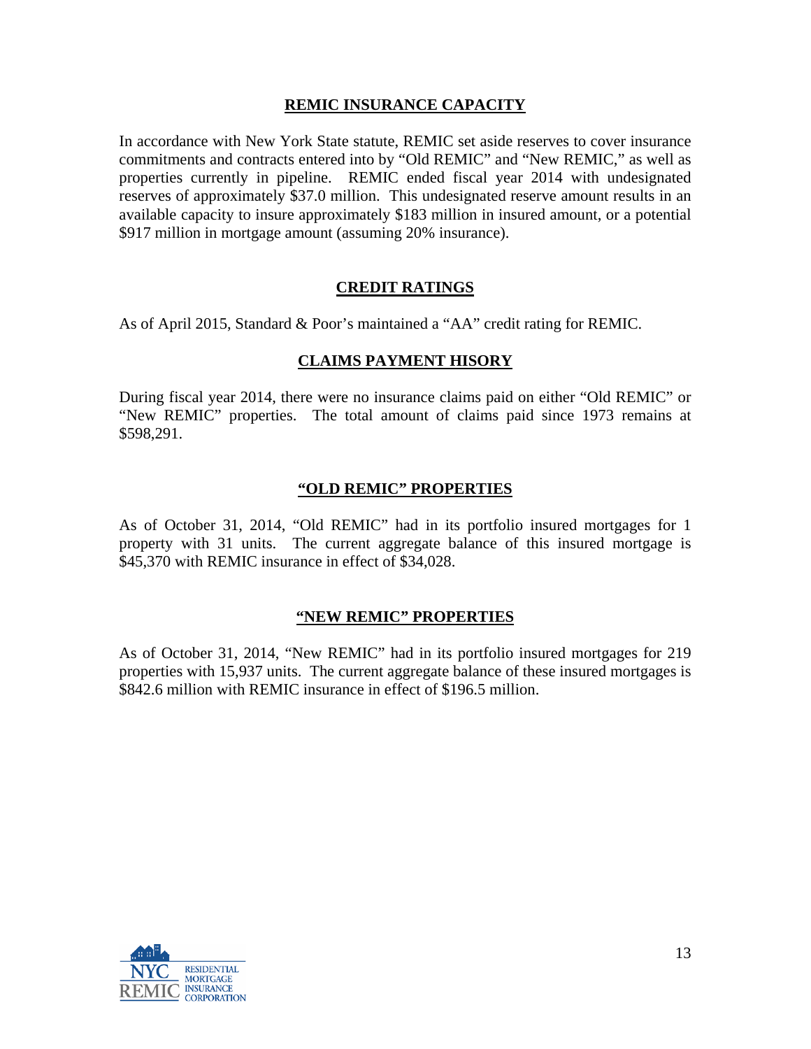## REMIC INSURANCE CAPACITY

In accordance with New York State statute, REMIC set aside reserves to cover insurance commitments and contracts entered into by "Old REMIC" and "New REMIC," as well as properties currently in pipeline. REMIC ended fiscal year 2014 with undesignated reserves of approximately $37.0 million. This undesignated reserve amount results in an available capacity to insure approximately $183 million in insured amount, or a potential $917 million in mortgage amount (assuming 20% insurance).

## CREDIT RATINGS

As of April 2015, Standard & Poor's maintained a "AA" credit rating for REMIC.

## CLAIMS PAYMENT HISORY

During fiscal year 2014, there were no insurance claims paid on either "Old REMIC" or "New REMIC" properties. The total amount of claims paid since 1973 remains at $598,291.

## "OLD REMIC" PROPERTIES

As of October 31, 2014, "Old REMIC" had in its portfolio insured mortgages for 1 property with 31 units. The current aggregate balance of this insured mortgage is $45,370 with REMIC insurance in effect of $34,028.

## "NEW REMIC" PROPERTIES

As of October 31, 2014, "New REMIC" had in its portfolio insured mortgages for 219 properties with 15,937 units. The current aggregate balance of these insured mortgages is $842.6 million with REMIC insurance in effect of $196.5 million.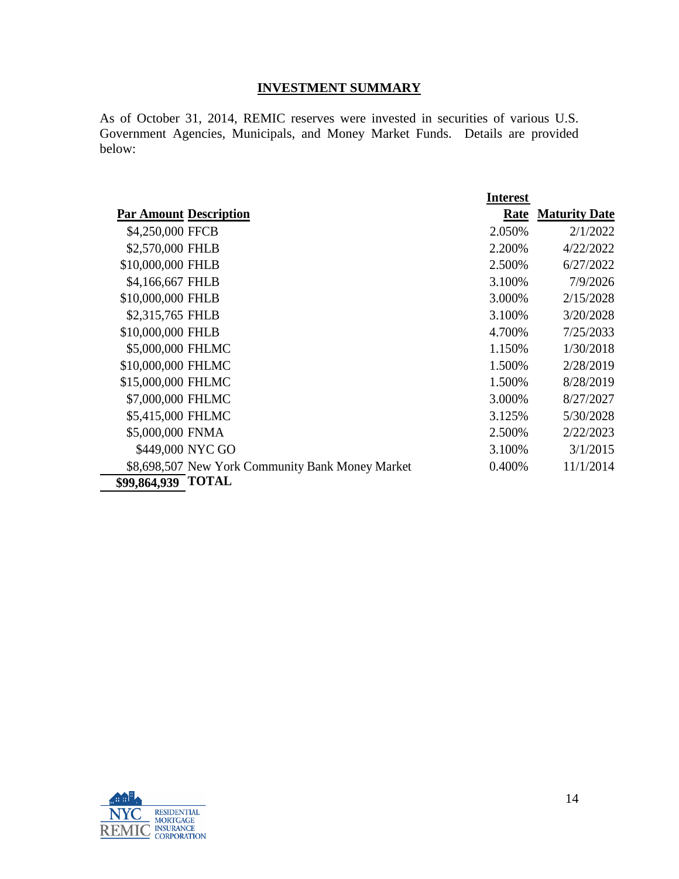## INVESTMENT SUMMARY

As of October 31, 2014, REMIC reserves were invested in securities of various U.S. Government Agencies, Municipals, and Money Market Funds. Details are provided below:

| Par Amount | Description | Interest Rate | Maturity Date |
|---|---|---|---|
| $4,250,000 | FFCB | 2.050% | 2/1/2022 |
| $2,570,000 | FHLB | 2.200% | 4/22/2022 |
| $10,000,000 | FHLB | 2.500% | 6/27/2022 |
| $4,166,667 | FHLB | 3.100% | 7/9/2026 |
| $10,000,000 | FHLB | 3.000% | 2/15/2028 |
| $2,315,765 | FHLB | 3.100% | 3/20/2028 |
| $10,000,000 | FHLB | 4.700% | 7/25/2033 |
| $5,000,000 | FHLMC | 1.150% | 1/30/2018 |
| $10,000,000 | FHLMC | 1.500% | 2/28/2019 |
| $15,000,000 | FHLMC | 1.500% | 8/28/2019 |
| $7,000,000 | FHLMC | 3.000% | 8/27/2027 |
| $5,415,000 | FHLMC | 3.125% | 5/30/2028 |
| $5,000,000 | FNMA | 2.500% | 2/22/2023 |
| $449,000 | NYC GO | 3.100% | 3/1/2015 |
| $8,698,507 | New York Community Bank Money Market | 0.400% | 11/1/2014 |
| **$99,864,939** | **TOTAL** | | |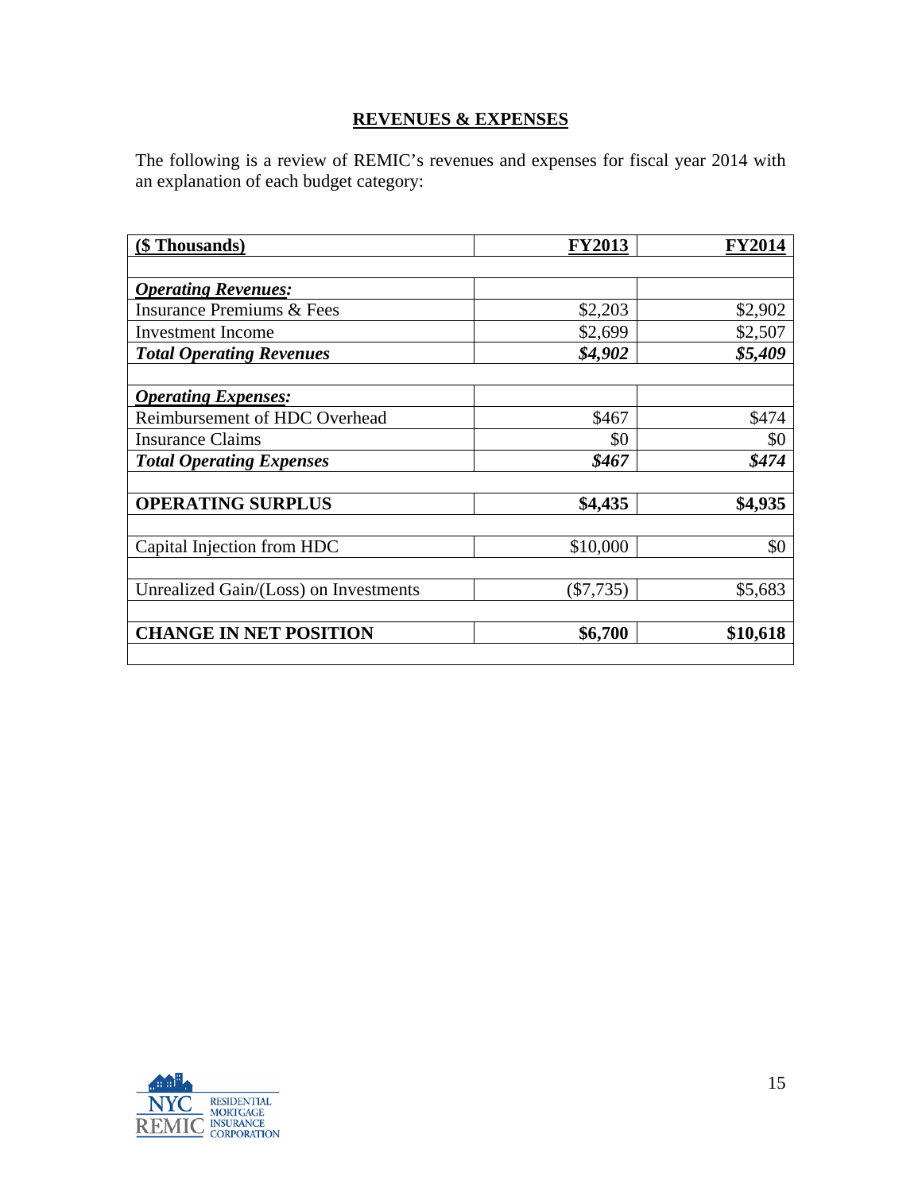## REVENUES & EXPENSES

The following is a review of REMIC's revenues and expenses for fiscal year 2014 with an explanation of each budget category:

| ($ Thousands) | FY2013 | FY2014 |
|---|---|---|
| | | |
| ***Operating Revenues:*** | | |
| Insurance Premiums & Fees | $2,203 | $2,902 |
| Investment Income | $2,699 | $2,507 |
| ***Total Operating Revenues*** | ***$4,902*** | ***$5,409*** |
| | | |
| ***Operating Expenses:*** | | |
| Reimbursement of HDC Overhead | $467 | $474 |
| Insurance Claims | $0 | $0 |
| ***Total Operating Expenses*** | ***$467*** | ***$474*** |
| | | |
| **OPERATING SURPLUS** | **$4,435** | **$4,935** |
| | | |
| Capital Injection from HDC | $10,000 | $0 |
| | | |
| Unrealized Gain/(Loss) on Investments | ($7,735) | $5,683 |
| | | |
| **CHANGE IN NET POSITION** | **$6,700** | **$10,618** |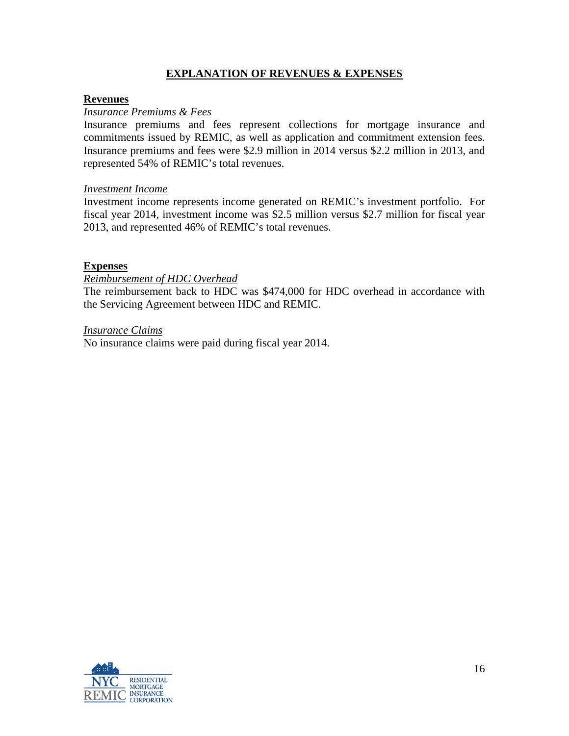# EXPLANATION OF REVENUES & EXPENSES

## Revenues

*Insurance Premiums & Fees*

Insurance premiums and fees represent collections for mortgage insurance and commitments issued by REMIC, as well as application and commitment extension fees. Insurance premiums and fees were $2.9 million in 2014 versus $2.2 million in 2013, and represented 54% of REMIC's total revenues.

*Investment Income*

Investment income represents income generated on REMIC's investment portfolio. For fiscal year 2014, investment income was $2.5 million versus $2.7 million for fiscal year 2013, and represented 46% of REMIC's total revenues.

## Expenses

*Reimbursement of HDC Overhead*

The reimbursement back to HDC was $474,000 for HDC overhead in accordance with the Servicing Agreement between HDC and REMIC.

*Insurance Claims*

No insurance claims were paid during fiscal year 2014.